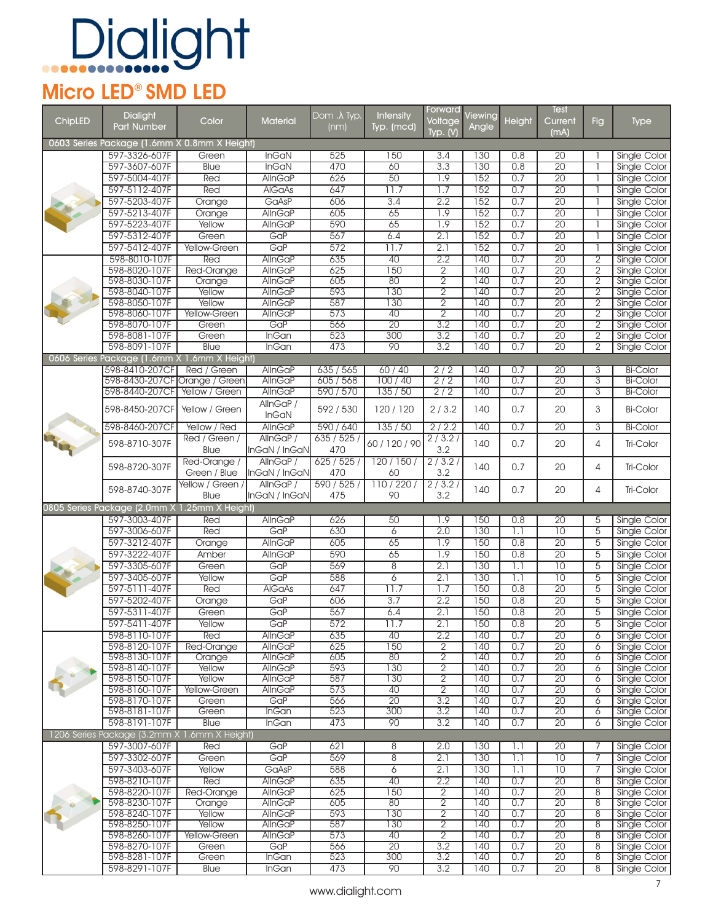# Dialight

## Micro LED® SMD LED

| ChipLED | Dialight Part Number | Color | Material | Dom .λ Typ. (nm) | Intensity Typ. (mcd) | Forward Voltage Typ. (V) | Viewing Angle | Height | Test Current (mA) | Fig | Type |
|---|---|---|---|---|---|---|---|---|---|---|---|
| **0603 Series Package (1.6mm X 0.8mm X Height)** | | | | | | | | | | | |
| | 597-3326-607F | Green | InGaN | 525 | 150 | 3.4 | 130 | 0.8 | 20 | 1 | Single Color |
| | 597-3607-607F | Blue | InGaN | 470 | 60 | 3.3 | 130 | 0.8 | 20 | 1 | Single Color |
| | 597-5004-407F | Red | AlInGaP | 626 | 50 | 1.9 | 152 | 0.7 | 20 | 1 | Single Color |
| | 597-5112-407F | Red | AlGaAs | 647 | 11.7 | 1.7 | 152 | 0.7 | 20 | 1 | Single Color |
| | 597-5203-407F | Orange | GaAsP | 606 | 3.4 | 2.2 | 152 | 0.7 | 20 | 1 | Single Color |
| | 597-5213-407F | Orange | AlInGaP | 605 | 65 | 1.9 | 152 | 0.7 | 20 | 1 | Single Color |
| | 597-5223-407F | Yellow | AlInGaP | 590 | 65 | 1.9 | 152 | 0.7 | 20 | 1 | Single Color |
| | 597-5312-407F | Green | GaP | 567 | 6.4 | 2.1 | 152 | 0.7 | 20 | 1 | Single Color |
| | 597-5412-407F | Yellow-Green | GaP | 572 | 11.7 | 2.1 | 152 | 0.7 | 20 | 1 | Single Color |
| | 598-8010-107F | Red | AlInGaP | 635 | 40 | 2.2 | 140 | 0.7 | 20 | 2 | Single Color |
| | 598-8020-107F | Red-Orange | AlInGaP | 625 | 150 | 2 | 140 | 0.7 | 20 | 2 | Single Color |
| | 598-8030-107F | Orange | AlInGaP | 605 | 80 | 2 | 140 | 0.7 | 20 | 2 | Single Color |
| | 598-8040-107F | Yellow | AlInGaP | 593 | 130 | 2 | 140 | 0.7 | 20 | 2 | Single Color |
| | 598-8050-107F | Yellow | AlInGaP | 587 | 130 | 2 | 140 | 0.7 | 20 | 2 | Single Color |
| | 598-8060-107F | Yellow-Green | AlInGaP | 573 | 40 | 2 | 140 | 0.7 | 20 | 2 | Single Color |
| | 598-8070-107F | Green | GaP | 566 | 20 | 3.2 | 140 | 0.7 | 20 | 2 | Single Color |
| | 598-8081-107F | Green | InGan | 523 | 300 | 3.2 | 140 | 0.7 | 20 | 2 | Single Color |
| | 598-8091-107F | Blue | InGan | 473 | 90 | 3.2 | 140 | 0.7 | 20 | 2 | Single Color |
| **0606 Series Package (1.6mm X 1.6mm X Height)** | | | | | | | | | | | |
| | 598-8410-207CF | Red / Green | AlInGaP | 635 / 565 | 60 / 40 | 2 / 2 | 140 | 0.7 | 20 | 3 | Bi-Color |
| | 598-8430-207CF | Orange / Green | AlInGaP | 605 / 568 | 100 / 40 | 2 / 2 | 140 | 0.7 | 20 | 3 | Bi-Color |
| | 598-8440-207CF | Yellow / Green | AlInGaP | 590 / 570 | 135 / 50 | 2 / 2 | 140 | 0.7 | 20 | 3 | Bi-Color |
| | 598-8450-207CF | Yellow / Green | AlInGaP / InGaN | 592 / 530 | 120 / 120 | 2 / 3.2 | 140 | 0.7 | 20 | 3 | Bi-Color |
| | 598-8460-207CF | Yellow / Red | AlInGaP | 590 / 640 | 135 / 50 | 2 / 2.2 | 140 | 0.7 | 20 | 3 | Bi-Color |
| | 598-8710-307F | Red / Green / Blue | AlInGaP / InGaN / InGaN | 635 / 525 / 470 | 60 / 120 / 90 | 2 / 3.2 / 3.2 | 140 | 0.7 | 20 | 4 | Tri-Color |
| | 598-8720-307F | Red-Orange / Green / Blue | AlInGaP / InGaN / InGaN | 625 / 525 / 470 | 120 / 150 / 60 | 2 / 3.2 / 3.2 | 140 | 0.7 | 20 | 4 | Tri-Color |
| | 598-8740-307F | Yellow / Green / Blue | AlInGaP / InGaN / InGaN | 590 / 525 / 475 | 110 / 220 / 90 | 2 / 3.2 / 3.2 | 140 | 0.7 | 20 | 4 | Tri-Color |
| **0805 Series Package (2.0mm X 1.25mm X Height)** | | | | | | | | | | | |
| | 597-3003-407F | Red | AlInGaP | 626 | 50 | 1.9 | 150 | 0.8 | 20 | 5 | Single Color |
| | 597-3006-607F | Red | GaP | 630 | 6 | 2.0 | 130 | 1.1 | 10 | 5 | Single Color |
| | 597-3212-407F | Orange | AlInGaP | 605 | 65 | 1.9 | 150 | 0.8 | 20 | 5 | Single Color |
| | 597-3222-407F | Amber | AlInGaP | 590 | 65 | 1.9 | 150 | 0.8 | 20 | 5 | Single Color |
| | 597-3305-607F | Green | GaP | 569 | 8 | 2.1 | 130 | 1.1 | 10 | 5 | Single Color |
| | 597-3405-607F | Yellow | GaP | 588 | 6 | 2.1 | 130 | 1.1 | 10 | 5 | Single Color |
| | 597-5111-407F | Red | AlGaAs | 647 | 11.7 | 1.7 | 150 | 0.8 | 20 | 5 | Single Color |
| | 597-5202-407F | Orange | GaP | 606 | 3.7 | 2.2 | 150 | 0.8 | 20 | 5 | Single Color |
| | 597-5311-407F | Green | GaP | 567 | 6.4 | 2.1 | 150 | 0.8 | 20 | 5 | Single Color |
| | 597-5411-407F | Yellow | GaP | 572 | 11.7 | 2.1 | 150 | 0.8 | 20 | 5 | Single Color |
| | 598-8110-107F | Red | AlInGaP | 635 | 40 | 2.2 | 140 | 0.7 | 20 | 6 | Single Color |
| | 598-8120-107F | Red-Orange | AlInGaP | 625 | 150 | 2 | 140 | 0.7 | 20 | 6 | Single Color |
| | 598-8130-107F | Orange | AlInGaP | 605 | 80 | 2 | 140 | 0.7 | 20 | 6 | Single Color |
| | 598-8140-107F | Yellow | AlInGaP | 593 | 130 | 2 | 140 | 0.7 | 20 | 6 | Single Color |
| | 598-8150-107F | Yellow | AlInGaP | 587 | 130 | 2 | 140 | 0.7 | 20 | 6 | Single Color |
| | 598-8160-107F | Yellow-Green | AlInGaP | 573 | 40 | 2 | 140 | 0.7 | 20 | 6 | Single Color |
| | 598-8170-107F | Green | GaP | 566 | 20 | 3.2 | 140 | 0.7 | 20 | 6 | Single Color |
| | 598-8181-107F | Green | InGan | 523 | 300 | 3.2 | 140 | 0.7 | 20 | 6 | Single Color |
| | 598-8191-107F | Blue | InGan | 473 | 90 | 3.2 | 140 | 0.7 | 20 | 6 | Single Color |
| **1206 Series Package (3.2mm X 1.6mm X Height)** | | | | | | | | | | | |
| | 597-3007-607F | Red | GaP | 621 | 8 | 2.0 | 130 | 1.1 | 20 | 7 | Single Color |
| | 597-3302-607F | Green | GaP | 569 | 8 | 2.1 | 130 | 1.1 | 10 | 7 | Single Color |
| | 597-3403-607F | Yellow | GaAsP | 588 | 6 | 2.1 | 130 | 1.1 | 10 | 7 | Single Color |
| | 598-8210-107F | Red | AlInGaP | 635 | 40 | 2.2 | 140 | 0.7 | 20 | 8 | Single Color |
| | 598-8220-107F | Red-Orange | AlInGaP | 625 | 150 | 2 | 140 | 0.7 | 20 | 8 | Single Color |
| | 598-8230-107F | Orange | AlInGaP | 605 | 80 | 2 | 140 | 0.7 | 20 | 8 | Single Color |
| | 598-8240-107F | Yellow | AlInGaP | 593 | 130 | 2 | 140 | 0.7 | 20 | 8 | Single Color |
| | 598-8250-107F | Yellow | AlInGaP | 587 | 130 | 2 | 140 | 0.7 | 20 | 8 | Single Color |
| | 598-8260-107F | Yellow-Green | AlInGaP | 573 | 40 | 2 | 140 | 0.7 | 20 | 8 | Single Color |
| | 598-8270-107F | Green | GaP | 566 | 20 | 3.2 | 140 | 0.7 | 20 | 8 | Single Color |
| | 598-8281-107F | Green | InGan | 523 | 300 | 3.2 | 140 | 0.7 | 20 | 8 | Single Color |
| | 598-8291-107F | Blue | InGan | 473 | 90 | 3.2 | 140 | 0.7 | 20 | 8 | Single Color |

www.dialight.com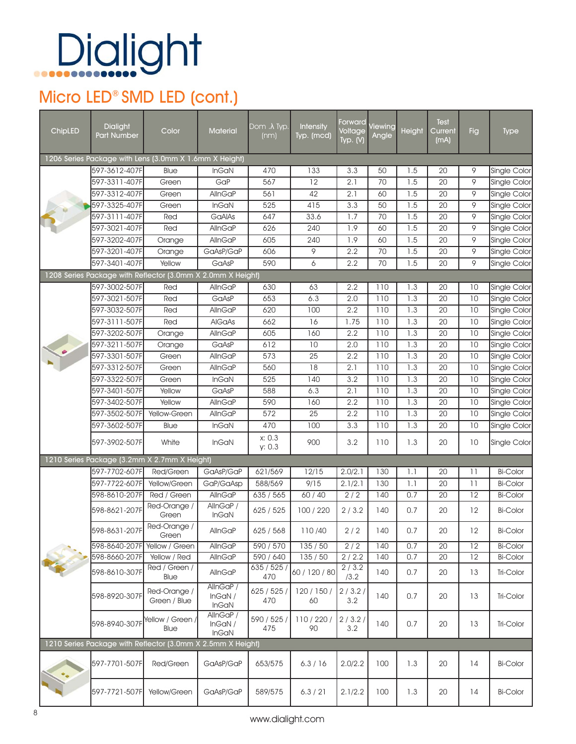# Dialight

## Micro LED® SMD LED (cont.)

| ChipLED | Dialight Part Number | Color | Material | Dom .λ Typ. (nm) | Intensity Typ. (mcd) | Forward Voltage Typ. (V) | Viewing Angle | Height | Test Current (mA) | Fig | Type |
|---|---|---|---|---|---|---|---|---|---|---|---|
| 1206 Series Package with Lens (3.0mm X 1.6mm X Height) | | | | | | | | | | | |
| | 597-3612-407F | Blue | InGaN | 470 | 133 | 3.3 | 50 | 1.5 | 20 | 9 | Single Color |
| | 597-3311-407F | Green | GaP | 567 | 12 | 2.1 | 70 | 1.5 | 20 | 9 | Single Color |
| | 597-3312-407F | Green | AlInGaP | 561 | 42 | 2.1 | 60 | 1.5 | 20 | 9 | Single Color |
| | 597-3325-407F | Green | InGaN | 525 | 415 | 3.3 | 50 | 1.5 | 20 | 9 | Single Color |
| | 597-3111-407F | Red | GaAlAs | 647 | 33.6 | 1.7 | 70 | 1.5 | 20 | 9 | Single Color |
| | 597-3021-407F | Red | AlInGaP | 626 | 240 | 1.9 | 60 | 1.5 | 20 | 9 | Single Color |
| | 597-3202-407F | Orange | AlInGaP | 605 | 240 | 1.9 | 60 | 1.5 | 20 | 9 | Single Color |
| | 597-3201-407F | Orange | GaAsP/GaP | 606 | 9 | 2.2 | 70 | 1.5 | 20 | 9 | Single Color |
| | 597-3401-407F | Yellow | GaAsP | 590 | 6 | 2.2 | 70 | 1.5 | 20 | 9 | Single Color |
| 1208 Series Package with Reflector (3.0mm X 2.0mm X Height) | | | | | | | | | | | |
| | 597-3002-507F | Red | AlInGaP | 630 | 63 | 2.2 | 110 | 1.3 | 20 | 10 | Single Color |
| | 597-3021-507F | Red | GaAsP | 653 | 6.3 | 2.0 | 110 | 1.3 | 20 | 10 | Single Color |
| | 597-3032-507F | Red | AlInGaP | 620 | 100 | 2.2 | 110 | 1.3 | 20 | 10 | Single Color |
| | 597-3111-507F | Red | AlGaAs | 662 | 16 | 1.75 | 110 | 1.3 | 20 | 10 | Single Color |
| | 597-3202-507F | Orange | AlInGaP | 605 | 160 | 2.2 | 110 | 1.3 | 20 | 10 | Single Color |
| | 597-3211-507F | Orange | GaAsP | 612 | 10 | 2.0 | 110 | 1.3 | 20 | 10 | Single Color |
| | 597-3301-507F | Green | AlInGaP | 573 | 25 | 2.2 | 110 | 1.3 | 20 | 10 | Single Color |
| | 597-3312-507F | Green | AlInGaP | 560 | 18 | 2.1 | 110 | 1.3 | 20 | 10 | Single Color |
| | 597-3322-507F | Green | InGaN | 525 | 140 | 3.2 | 110 | 1.3 | 20 | 10 | Single Color |
| | 597-3401-507F | Yellow | GaAsP | 588 | 6.3 | 2.1 | 110 | 1.3 | 20 | 10 | Single Color |
| | 597-3402-507F | Yellow | AlInGaP | 590 | 160 | 2.2 | 110 | 1.3 | 20 | 10 | Single Color |
| | 597-3502-507F | Yellow-Green | AlInGaP | 572 | 25 | 2.2 | 110 | 1.3 | 20 | 10 | Single Color |
| | 597-3602-507F | Blue | InGaN | 470 | 100 | 3.3 | 110 | 1.3 | 20 | 10 | Single Color |
| | 597-3902-507F | White | InGaN | x: 0.3 y: 0.3 | 900 | 3.2 | 110 | 1.3 | 20 | 10 | Single Color |
| 1210 Series Package (3.2mm X 2.7mm X Height) | | | | | | | | | | | |
| | 597-7702-607F | Red/Green | GaAsP/GaP | 621/569 | 12/15 | 2.0/2.1 | 130 | 1.1 | 20 | 11 | Bi-Color |
| | 597-7722-607F | Yellow/Green | GaP/GaAsp | 588/569 | 9/15 | 2.1/2.1 | 130 | 1.1 | 20 | 11 | Bi-Color |
| | 598-8610-207F | Red / Green | AlInGaP | 635 / 565 | 60 / 40 | 2 / 2 | 140 | 0.7 | 20 | 12 | Bi-Color |
| | 598-8621-207F | Red-Orange / Green | AlInGaP / InGaN | 625 / 525 | 100 / 220 | 2 / 3.2 | 140 | 0.7 | 20 | 12 | Bi-Color |
| | 598-8631-207F | Red-Orange / Green | AlInGaP | 625 / 568 | 110 /40 | 2 / 2 | 140 | 0.7 | 20 | 12 | Bi-Color |
| | 598-8640-207F | Yellow / Green | AlInGaP | 590 / 570 | 135 / 50 | 2 / 2 | 140 | 0.7 | 20 | 12 | Bi-Color |
| | 598-8660-207F | Yellow / Red | AlInGaP | 590 / 640 | 135 / 50 | 2 / 2.2 | 140 | 0.7 | 20 | 12 | Bi-Color |
| | 598-8610-307F | Red / Green / Blue | AlInGaP | 635 / 525 / 470 | 60 / 120 / 80 | 2 / 3.2 /3.2 | 140 | 0.7 | 20 | 13 | Tri-Color |
| | 598-8920-307F | Red-Orange / Green / Blue | AlInGaP / InGaN / InGaN | 625 / 525 / 470 | 120 / 150 / 60 | 2 / 3.2 / 3.2 | 140 | 0.7 | 20 | 13 | Tri-Color |
| | 598-8940-307F | Yellow / Green / Blue | AlInGaP / InGaN / InGaN | 590 / 525 / 475 | 110 / 220 / 90 | 2 / 3.2 / 3.2 | 140 | 0.7 | 20 | 13 | Tri-Color |
| 1210 Series Package with Reflector (3.0mm X 2.5mm X Height) | | | | | | | | | | | |
| | 597-7701-507F | Red/Green | GaAsP/GaP | 653/575 | 6.3 / 16 | 2.0/2.2 | 100 | 1.3 | 20 | 14 | Bi-Color |
| | 597-7721-507F | Yellow/Green | GaAsP/GaP | 589/575 | 6.3 / 21 | 2.1/2.2 | 100 | 1.3 | 20 | 14 | Bi-Color |

www.dialight.com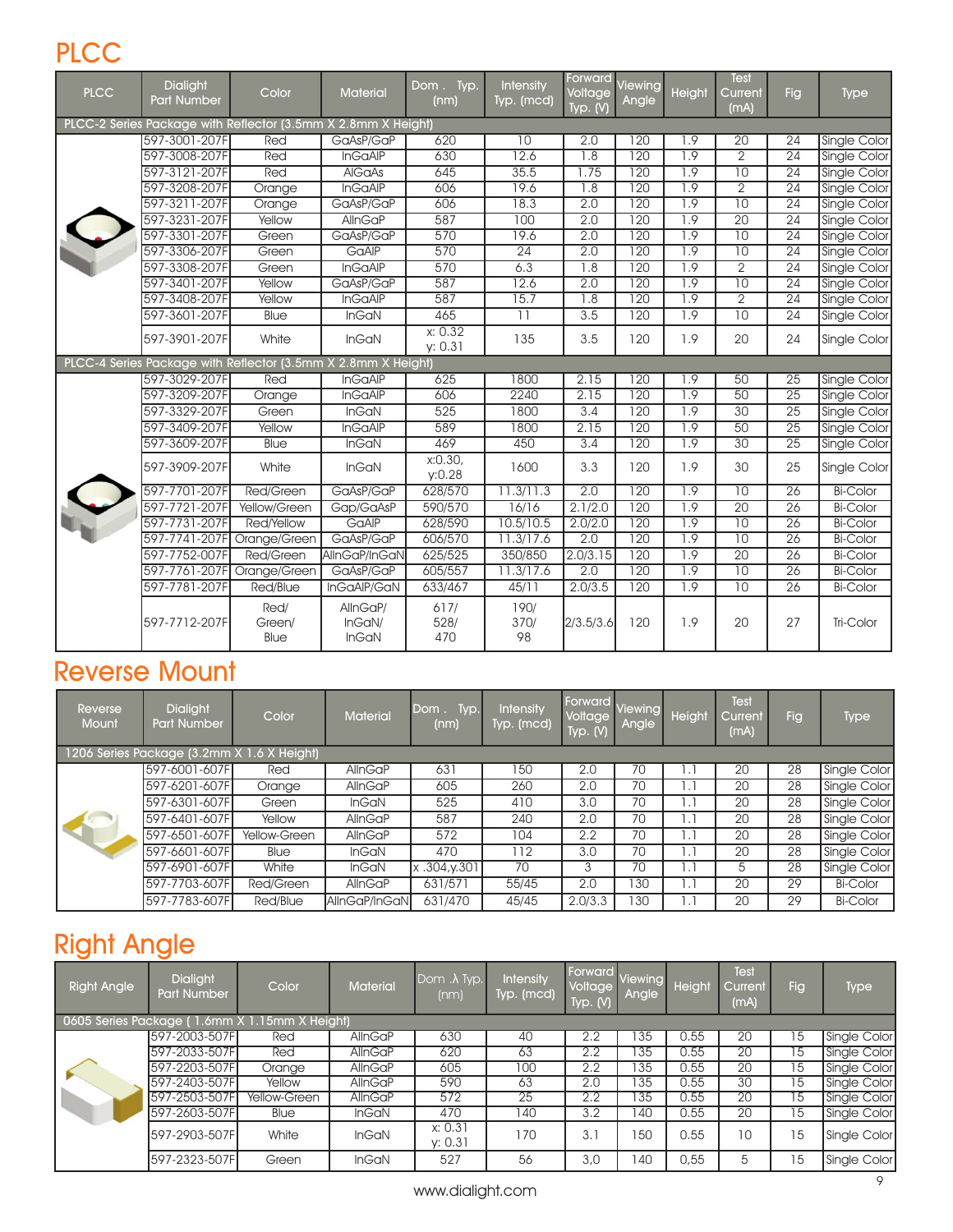# PLCC

| PLCC | Dialight Part Number | Color | Material | Dom . Typ. (nm) | Intensity Typ. (mcd) | Forward Voltage Typ. (V) | Viewing Angle | Height | Test Current (mA) | Fig | Type |
|---|---|---|---|---|---|---|---|---|---|---|---|
| PLCC-2 Series Package with Reflector (3.5mm X 2.8mm X Height) | | | | | | | | | | | |
| | 597-3001-207F | Red | GaAsP/GaP | 620 | 10 | 2.0 | 120 | 1.9 | 20 | 24 | Single Color |
| | 597-3008-207F | Red | InGaAlP | 630 | 12.6 | 1.8 | 120 | 1.9 | 2 | 24 | Single Color |
| | 597-3121-207F | Red | AlGaAs | 645 | 35.5 | 1.75 | 120 | 1.9 | 10 | 24 | Single Color |
| | 597-3208-207F | Orange | InGaAlP | 606 | 19.6 | 1.8 | 120 | 1.9 | 2 | 24 | Single Color |
| | 597-3211-207F | Orange | GaAsP/GaP | 606 | 18.3 | 2.0 | 120 | 1.9 | 10 | 24 | Single Color |
| | 597-3231-207F | Yellow | AlInGaP | 587 | 100 | 2.0 | 120 | 1.9 | 20 | 24 | Single Color |
| | 597-3301-207F | Green | GaAsP/GaP | 570 | 19.6 | 2.0 | 120 | 1.9 | 10 | 24 | Single Color |
| | 597-3306-207F | Green | GaAlP | 570 | 24 | 2.0 | 120 | 1.9 | 10 | 24 | Single Color |
| | 597-3308-207F | Green | InGaAlP | 570 | 6.3 | 1.8 | 120 | 1.9 | 2 | 24 | Single Color |
| | 597-3401-207F | Yellow | GaAsP/GaP | 587 | 12.6 | 2.0 | 120 | 1.9 | 10 | 24 | Single Color |
| | 597-3408-207F | Yellow | InGaAlP | 587 | 15.7 | 1.8 | 120 | 1.9 | 2 | 24 | Single Color |
| | 597-3601-207F | Blue | InGaN | 465 | 11 | 3.5 | 120 | 1.9 | 10 | 24 | Single Color |
| | 597-3901-207F | White | InGaN | x: 0.32 y: 0.31 | 135 | 3.5 | 120 | 1.9 | 20 | 24 | Single Color |
| PLCC-4 Series Package with Reflector (3.5mm X 2.8mm X Height) | | | | | | | | | | | |
| | 597-3029-207F | Red | InGaAlP | 625 | 1800 | 2.15 | 120 | 1.9 | 50 | 25 | Single Color |
| | 597-3209-207F | Orange | InGaAlP | 606 | 2240 | 2.15 | 120 | 1.9 | 50 | 25 | Single Color |
| | 597-3329-207F | Green | InGaN | 525 | 1800 | 3.4 | 120 | 1.9 | 30 | 25 | Single Color |
| | 597-3409-207F | Yellow | InGaAlP | 589 | 1800 | 2.15 | 120 | 1.9 | 50 | 25 | Single Color |
| | 597-3609-207F | Blue | InGaN | 469 | 450 | 3.4 | 120 | 1.9 | 30 | 25 | Single Color |
| | 597-3909-207F | White | InGaN | x:0.30, y:0.28 | 1600 | 3.3 | 120 | 1.9 | 30 | 25 | Single Color |
| | 597-7701-207F | Red/Green | GaAsP/GaP | 628/570 | 11.3/11.3 | 2.0 | 120 | 1.9 | 10 | 26 | Bi-Color |
| | 597-7721-207F | Yellow/Green | Gap/GaAsP | 590/570 | 16/16 | 2.1/2.0 | 120 | 1.9 | 20 | 26 | Bi-Color |
| | 597-7731-207F | Red/Yellow | GaAlP | 628/590 | 10.5/10.5 | 2.0/2.0 | 120 | 1.9 | 10 | 26 | Bi-Color |
| | 597-7741-207F | Orange/Green | GaAsP/GaP | 606/570 | 11.3/17.6 | 2.0 | 120 | 1.9 | 10 | 26 | Bi-Color |
| | 597-7752-007F | Red/Green | AlInGaP/InGaN | 625/525 | 350/850 | 2.0/3.15 | 120 | 1.9 | 20 | 26 | Bi-Color |
| | 597-7761-207F | Orange/Green | GaAsP/GaP | 605/557 | 11.3/17.6 | 2.0 | 120 | 1.9 | 10 | 26 | Bi-Color |
| | 597-7781-207F | Red/Blue | InGaAlP/GaN | 633/467 | 45/11 | 2.0/3.5 | 120 | 1.9 | 10 | 26 | Bi-Color |
| | 597-7712-207F | Red/ Green/ Blue | AlInGaP/ InGaN/ InGaN | 617/ 528/ 470 | 190/ 370/ 98 | 2/3.5/3.6 | 120 | 1.9 | 20 | 27 | Tri-Color |

# Reverse Mount

| Reverse Mount | Dialight Part Number | Color | Material | Dom . Typ. (nm) | Intensity Typ. (mcd) | Forward Voltage Typ. (V) | Viewing Angle | Height | Test Current (mA) | Fig | Type |
|---|---|---|---|---|---|---|---|---|---|---|---|
| 1206 Series Package (3.2mm X 1.6 X Height) | | | | | | | | | | | |
| | 597-6001-607F | Red | AlInGaP | 631 | 150 | 2.0 | 70 | 1.1 | 20 | 28 | Single Color |
| | 597-6201-607F | Orange | AlInGaP | 605 | 260 | 2.0 | 70 | 1.1 | 20 | 28 | Single Color |
| | 597-6301-607F | Green | InGaN | 525 | 410 | 3.0 | 70 | 1.1 | 20 | 28 | Single Color |
| | 597-6401-607F | Yellow | AlInGaP | 587 | 240 | 2.0 | 70 | 1.1 | 20 | 28 | Single Color |
| | 597-6501-607F | Yellow-Green | AlInGaP | 572 | 104 | 2.2 | 70 | 1.1 | 20 | 28 | Single Color |
| | 597-6601-607F | Blue | InGaN | 470 | 112 | 3.0 | 70 | 1.1 | 20 | 28 | Single Color |
| | 597-6901-607F | White | InGaN | x .304,y.301 | 70 | 3 | 70 | 1.1 | 5 | 28 | Single Color |
| | 597-7703-607F | Red/Green | AlInGaP | 631/571 | 55/45 | 2.0 | 130 | 1.1 | 20 | 29 | Bi-Color |
| | 597-7783-607F | Red/Blue | AlInGaP/InGaN | 631/470 | 45/45 | 2.0/3.3 | 130 | 1.1 | 20 | 29 | Bi-Color |

# Right Angle

| Right Angle | Dialight Part Number | Color | Material | Dom .λ Typ. (nm) | Intensity Typ. (mcd) | Forward Voltage Typ. (V) | Viewing Angle | Height | Test Current (mA) | Fig | Type |
|---|---|---|---|---|---|---|---|---|---|---|---|
| 0605 Series Package ( 1.6mm X 1.15mm X Height) | | | | | | | | | | | |
| | 597-2003-507F | Red | AlInGaP | 630 | 40 | 2.2 | 135 | 0.55 | 20 | 15 | Single Color |
| | 597-2033-507F | Red | AlInGaP | 620 | 63 | 2.2 | 135 | 0.55 | 20 | 15 | Single Color |
| | 597-2203-507F | Orange | AlInGaP | 605 | 100 | 2.2 | 135 | 0.55 | 20 | 15 | Single Color |
| | 597-2403-507F | Yellow | AlInGaP | 590 | 63 | 2.0 | 135 | 0.55 | 30 | 15 | Single Color |
| | 597-2503-507F | Yellow-Green | AlInGaP | 572 | 25 | 2.2 | 135 | 0.55 | 20 | 15 | Single Color |
| | 597-2603-507F | Blue | InGaN | 470 | 140 | 3.2 | 140 | 0.55 | 20 | 15 | Single Color |
| | 597-2903-507F | White | InGaN | x: 0.31 y: 0.31 | 170 | 3.1 | 150 | 0.55 | 10 | 15 | Single Color |
| | 597-2323-507F | Green | InGaN | 527 | 56 | 3,0 | 140 | 0,55 | 5 | 15 | Single Color |

www.dialight.com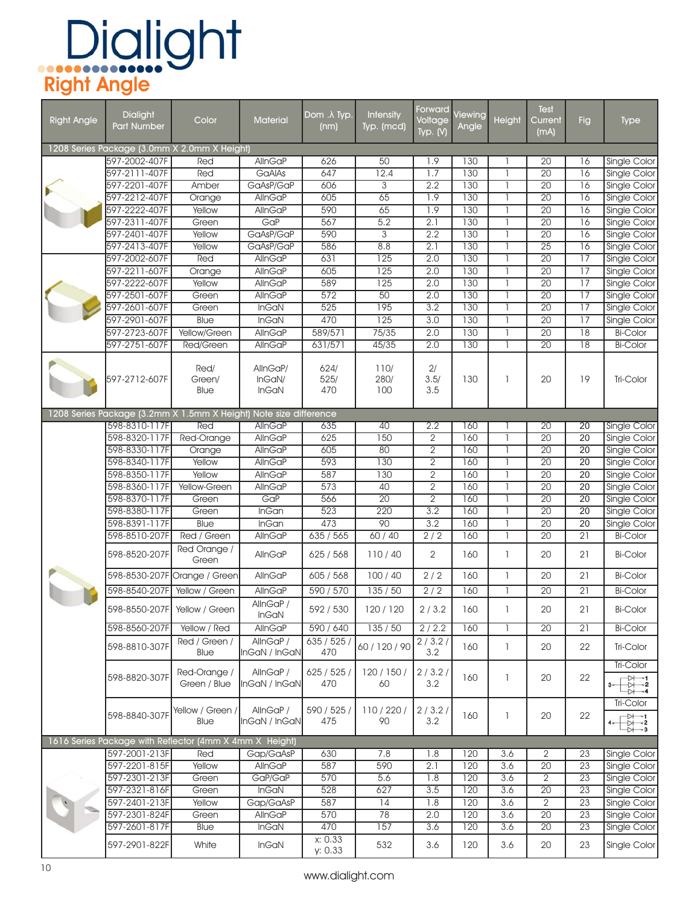# Dialight

## Right Angle

| Right Angle | Dialight Part Number | Color | Material | Dom .λ Typ. (nm) | Intensity Typ. (mcd) | Forward Voltage Typ. (V) | Viewing Angle | Height | Test Current (mA) | Fig | Type |
|---|---|---|---|---|---|---|---|---|---|---|---|
| **1208 Series Package (3.0mm X 2.0mm X Height)** | | | | | | | | | | | |
| | 597-2002-407F | Red | AllnGaP | 626 | 50 | 1.9 | 130 | 1 | 20 | 16 | Single Color |
| | 597-2111-407F | Red | GaAlAs | 647 | 12.4 | 1.7 | 130 | 1 | 20 | 16 | Single Color |
| | 597-2201-407F | Amber | GaAsP/GaP | 606 | 3 | 2.2 | 130 | 1 | 20 | 16 | Single Color |
| | 597-2212-407F | Orange | AllnGaP | 605 | 65 | 1.9 | 130 | 1 | 20 | 16 | Single Color |
| | 597-2222-407F | Yellow | AllnGaP | 590 | 65 | 1.9 | 130 | 1 | 20 | 16 | Single Color |
| | 597-2311-407F | Green | GaP | 567 | 5.2 | 2.1 | 130 | 1 | 20 | 16 | Single Color |
| | 597-2401-407F | Yellow | GaAsP/GaP | 590 | 3 | 2.2 | 130 | 1 | 20 | 16 | Single Color |
| | 597-2413-407F | Yellow | GaAsP/GaP | 586 | 8.8 | 2.1 | 130 | 1 | 25 | 16 | Single Color |
| | 597-2002-607F | Red | AllnGaP | 631 | 125 | 2.0 | 130 | 1 | 20 | 17 | Single Color |
| | 597-2211-607F | Orange | AllnGaP | 605 | 125 | 2.0 | 130 | 1 | 20 | 17 | Single Color |
| | 597-2222-607F | Yellow | AllnGaP | 589 | 125 | 2.0 | 130 | 1 | 20 | 17 | Single Color |
| | 597-2501-607F | Green | AllnGaP | 572 | 50 | 2.0 | 130 | 1 | 20 | 17 | Single Color |
| | 597-2601-607F | Green | InGaN | 525 | 195 | 3.2 | 130 | 1 | 20 | 17 | Single Color |
| | 597-2901-607F | Blue | InGaN | 470 | 125 | 3.0 | 130 | 1 | 20 | 17 | Single Color |
| | 597-2723-607F | Yellow/Green | AllnGaP | 589/571 | 75/35 | 2.0 | 130 | 1 | 20 | 18 | Bi-Color |
| | 597-2751-607F | Red/Green | AllnGaP | 631/571 | 45/35 | 2.0 | 130 | 1 | 20 | 18 | Bi-Color |
| | 597-2712-607F | Red/ Green/ Blue | AllnGaP/ InGaN/ InGaN | 624/ 525/ 470 | 110/ 280/ 100 | 2/ 3.5/ 3.5 | 130 | 1 | 20 | 19 | Tri-Color |
| **1208 Series Package (3.2mm X 1.5mm X Height) Note size difference** | | | | | | | | | | | |
| | 598-8310-117F | Red | AllnGaP | 635 | 40 | 2.2 | 160 | 1 | 20 | 20 | Single Color |
| | 598-8320-117F | Red-Orange | AllnGaP | 625 | 150 | 2 | 160 | 1 | 20 | 20 | Single Color |
| | 598-8330-117F | Orange | AllnGaP | 605 | 80 | 2 | 160 | 1 | 20 | 20 | Single Color |
| | 598-8340-117F | Yellow | AllnGaP | 593 | 130 | 2 | 160 | 1 | 20 | 20 | Single Color |
| | 598-8350-117F | Yellow | AllnGaP | 587 | 130 | 2 | 160 | 1 | 20 | 20 | Single Color |
| | 598-8360-117F | Yellow-Green | AllnGaP | 573 | 40 | 2 | 160 | 1 | 20 | 20 | Single Color |
| | 598-8370-117F | Green | GaP | 566 | 20 | 2 | 160 | 1 | 20 | 20 | Single Color |
| | 598-8380-117F | Green | InGaN | 523 | 220 | 3.2 | 160 | 1 | 20 | 20 | Single Color |
| | 598-8391-117F | Blue | InGan | 473 | 90 | 3.2 | 160 | 1 | 20 | 20 | Single Color |
| | 598-8510-207F | Red / Green | AllnGaP | 635 / 565 | 60 / 40 | 2 / 2 | 160 | 1 | 20 | 21 | Bi-Color |
| | 598-8520-207F | Red Orange / Green | AllnGaP | 625 / 568 | 110 / 40 | 2 | 160 | 1 | 20 | 21 | Bi-Color |
| | 598-8530-207F | Orange / Green | AllnGaP | 605 / 568 | 100 / 40 | 2 / 2 | 160 | 1 | 20 | 21 | Bi-Color |
| | 598-8540-207F | Yellow / Green | AllnGaP | 590 / 570 | 135 / 50 | 2 / 2 | 160 | 1 | 20 | 21 | Bi-Color |
| | 598-8550-207F | Yellow / Green | AllnGaP / InGaN | 592 / 530 | 120 / 120 | 2 / 3.2 | 160 | 1 | 20 | 21 | Bi-Color |
| | 598-8560-207F | Yellow / Red | AllnGaP | 590 / 640 | 135 / 50 | 2 / 2.2 | 160 | 1 | 20 | 21 | Bi-Color |
| | 598-8810-307F | Red / Green / Blue | AllnGaP / InGaN / InGaN | 635 / 525 / 470 | 60 / 120 / 90 | 2 / 3.2 / 3.2 | 160 | 1 | 20 | 22 | Tri-Color |
| | 598-8820-307F | Red-Orange / Green / Blue | AllnGaP / InGaN / InGaN | 625 / 525 / 470 | 120 / 150 / 60 | 2 / 3.2 / 3.2 | 160 | 1 | 20 | 22 | Tri-Color |
| | 598-8840-307F | Yellow / Green / Blue | AllnGaP / InGaN / InGaN | 590 / 525 / 475 | 110 / 220 / 90 | 2 / 3.2 / 3.2 | 160 | 1 | 20 | 22 | Tri-Color |
| **1616 Series Package with Reflector (4mm X 4mm X Height)** | | | | | | | | | | | |
| | 597-2001-213F | Red | Gap/GaAsP | 630 | 7.8 | 1.8 | 120 | 3.6 | 2 | 23 | Single Color |
| | 597-2201-815F | Yellow | AllnGaP | 587 | 590 | 2.1 | 120 | 3.6 | 20 | 23 | Single Color |
| | 597-2301-213F | Green | GaP/GaP | 570 | 5.6 | 1.8 | 120 | 3.6 | 2 | 23 | Single Color |
| | 597-2321-816F | Green | InGaN | 528 | 627 | 3.5 | 120 | 3.6 | 20 | 23 | Single Color |
| | 597-2401-213F | Yellow | Gap/GaAsP | 587 | 14 | 1.8 | 120 | 3.6 | 2 | 23 | Single Color |
| | 597-2301-824F | Green | AllnGaP | 570 | 78 | 2.0 | 120 | 3.6 | 20 | 23 | Single Color |
| | 597-2601-817F | Blue | InGaN | 470 | 157 | 3.6 | 120 | 3.6 | 20 | 23 | Single Color |
| | 597-2901-822F | White | InGaN | x: 0.33 y: 0.33 | 532 | 3.6 | 120 | 3.6 | 20 | 23 | Single Color |

www.dialight.com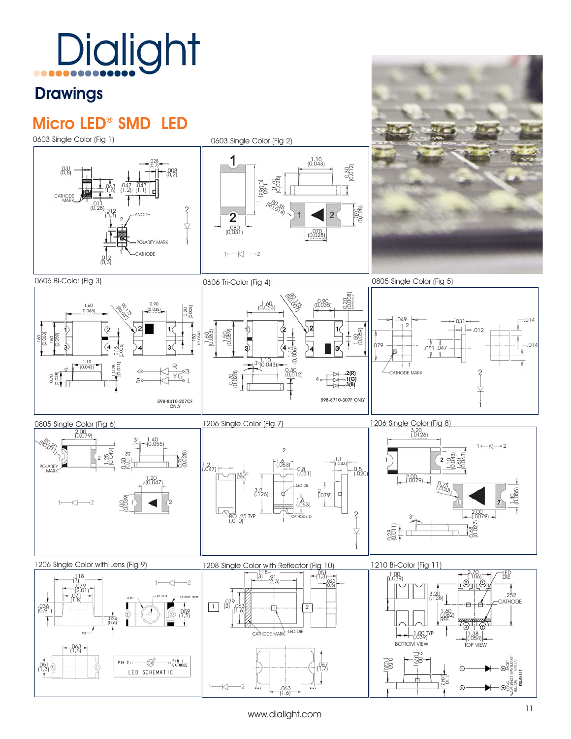# Dialight

## Drawings

## Micro LED® SMD LED

0603 Single Color (Fig 1)

0603 Single Color (Fig 2)

0606 Bi-Color (Fig 3)

598-8410-207CF ONLY

0606 Tri-Color (Fig 4)

598-8710-307F ONLY

0805 Single Color (Fig 5)

0805 Single Color (Fig 6)

1206 Single Color (Fig 7)

1206 Single Color (Fig 8)

1206 Single Color with Lens (Fig 9)

1208 Single Color with Reflector (Fig 10)

1210 Bi-Color (Fig 11)

www.dialight.com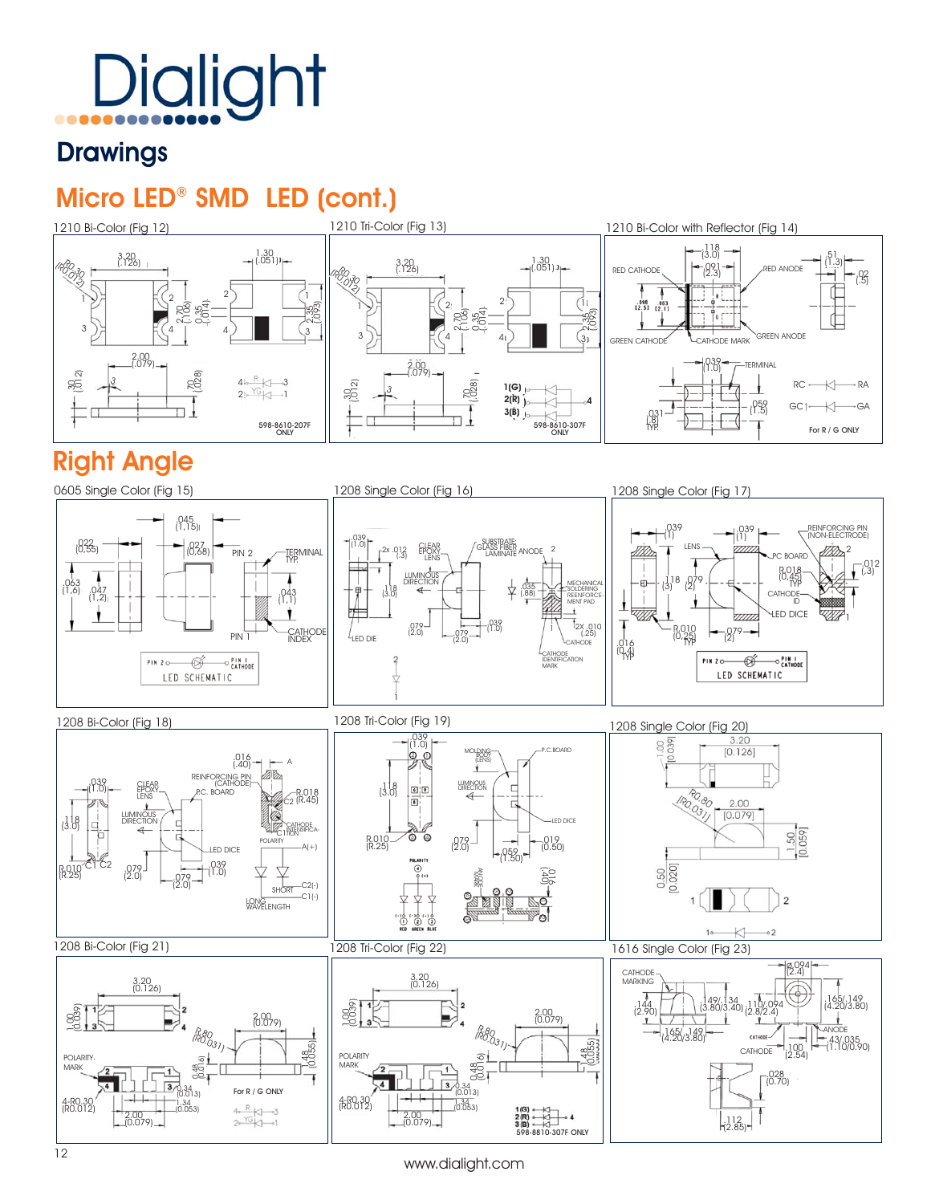# Dialight

## Drawings

## Micro LED® SMD LED (cont.)

1210 Bi-Color (Fig 12)

1210 Tri-Color (Fig 13)

1210 Bi-Color with Reflector (Fig 14)

## Right Angle

0605 Single Color (Fig 15)

1208 Single Color (Fig 16)

1208 Single Color (Fig 17)

1208 Bi-Color (Fig 18)

1208 Tri-Color (Fig 19)

1208 Single Color (Fig 20)

1208 Bi-Color (Fig 21)

1208 Tri-Color (Fig 22)

1616 Single Color (Fig 23)

www.dialight.com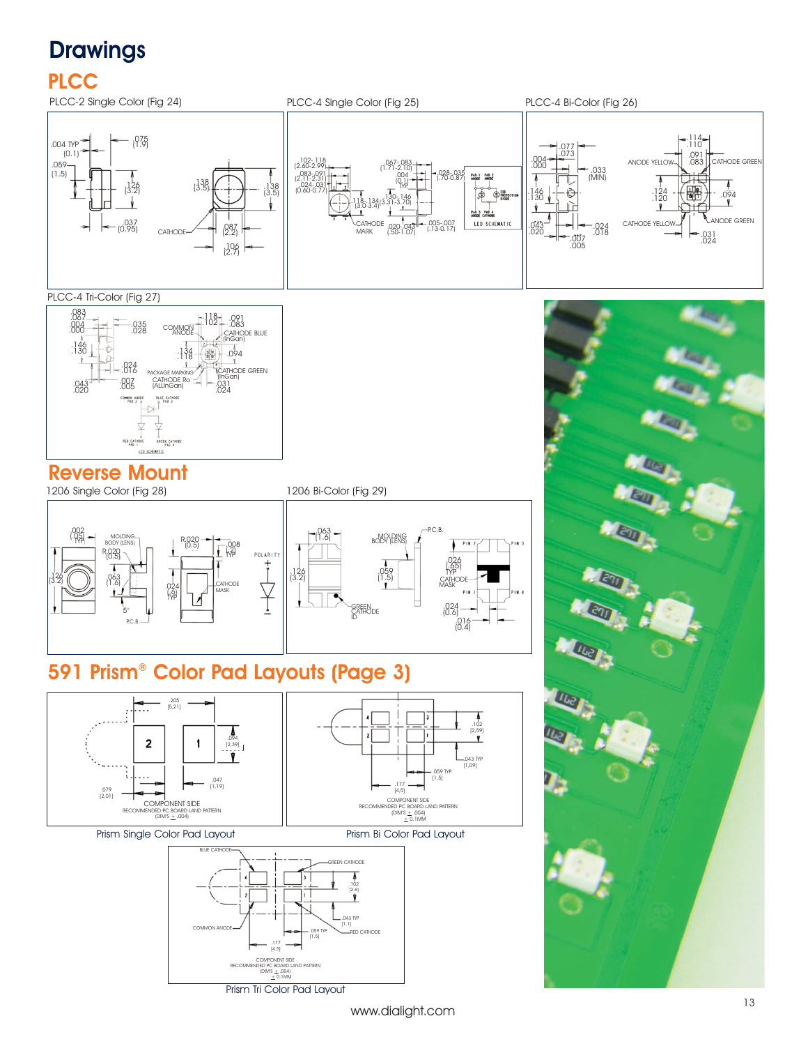# Drawings

## PLCC

PLCC-2 Single Color (Fig 24)

.004 TYP (0.1)
.075 (1.9)
.059 (1.5)
.126 (3.2)
.138 (3.5)
.138 (3.5)
.037 (0.95)
CATHODE
.087 (2.2)
.106 (2.7)

PLCC-4 Single Color (Fig 25)

.102-.118 (2.60-2.99)
.083-.091 (2.11-2.31)
.024-.03 (0.60-0.77)
.067-.083 (1.71-2.10)
.004 (0.1) TYP
.028-.035 (.70-0.87)
.118-.134 (3.0-3.4)
.130-.146 (3.31-3.70)
CATHODE MARK
.020-.043 (.50-1.07)
.005-.007 (.13-0.17)
PAD 1 ANODE
PAD 2 ANODE
ESD PROTECTION DIODE
PAD 3 ANODE
PAD 4 CATHODE
LED SCHEMATIC

PLCC-4 Bi-Color (Fig 26)

.004 .000
.077 .073
.033 (MIN)
.146 .130
.043 .020
.024 .018
.007 .005
.114 .110
.091 .083
ANODE YELLOW
CATHODE GREEN
.124 .120
.094
CATHODE YELLOW
ANODE GREEN
.031 .024

PLCC-4 Tri-Color (Fig 27)

.083 .067
.004 .000
.035 .028
.146 .130
.024 .016
.007 .005
.043 .020
COMMON ANODE
.118 .102
.091 .083
CATHODE BLUE (InGan)
.134 .118
.094
PACKAGE MARKING
CATHODE Ro (ALLInGan)
CATHODE GREEN (InGan)
.031 .024
COMMON ANODE PAD 2
BLUE CATHODE PAD 3
RED CATHODE PAD 1
GREEN CATHODE PAD 4
LED SCHEMATIC

## Reverse Mount

1206 Single Color (Fig 28)

.002 (.05) TYP
MOLDING BODY (LENS)
R.020 (0.5)
.126 (3.2)
.063 (1.6)
5°
P.C.B.
R.020 (0.5)
.008 (.2) TYP
POLARITY
.024 (.6) TYP
CATHODE MASK

1206 Bi-Color (Fig 29)

.063 (1.6)
MOLDING BODY (LENS)
P.C.B.
.126 (3.2)
.059 (1.5)
GREEN CATHODE ID
PIN 2
PIN 3
.026 (.65) TYP
CATHODE MASK
PIN 1
PIN 4
.024 (0.6)
.016 (0.4)

## 591 Prism® Color Pad Layouts (Page 3)

.205 [5,21]
2
1
.094 [2,39]
.047 [1,19]
.079 [2,01]
COMPONENT SIDE
RECOMMENDED PC BOARD LAND PATTERN
(DIM'S ± .004)

Prism Single Color Pad Layout

4
3
2
1
.102 [2,59]
.043 TYP [1,09]
.059 TYP [1,5]
.177 [4,5]
COMPONENT SIDE
RECOMMENDED PC BOARD LAND PATTERN
(DIM'S ± .004)
± 0.1MM

Prism Bi Color Pad Layout

BLUE CATHODE
GREEN CATHODE
4
3
2
1
.102 [2,6]
.043 TYP [1,1]
COMMON ANODE
.059 TYP [1,5]
RED CATHODE
.177 [4,5]
COMPONENT SIDE
RECOMMENDED PC BOARD LAND PATTERN
(DIM'S ± .004)
± 0.1MM

Prism Tri Color Pad Layout

www.dialight.com